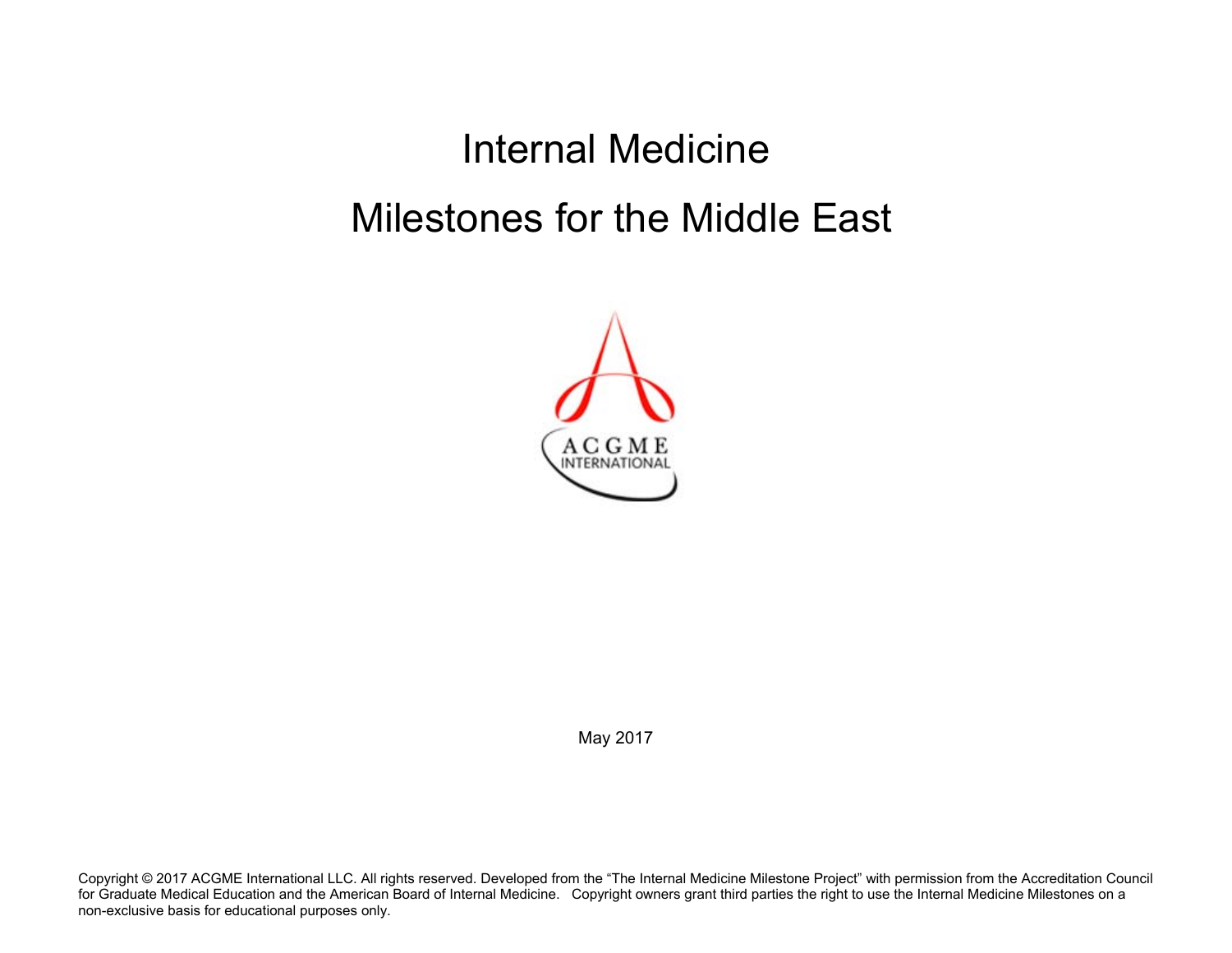# Internal Medicine

# Milestones for the Middle East

ACGME INTERNATIONAL

May 2017

Copyright © 2017 ACGME International LLC. All rights reserved. Developed from the "The Internal Medicine Milestone Project" with permission from the Accreditation Council for Graduate Medical Education and the American Board of Internal Medicine. Copyright owners grant third parties the right to use the Internal Medicine Milestones on a non-exclusive basis for educational purposes only.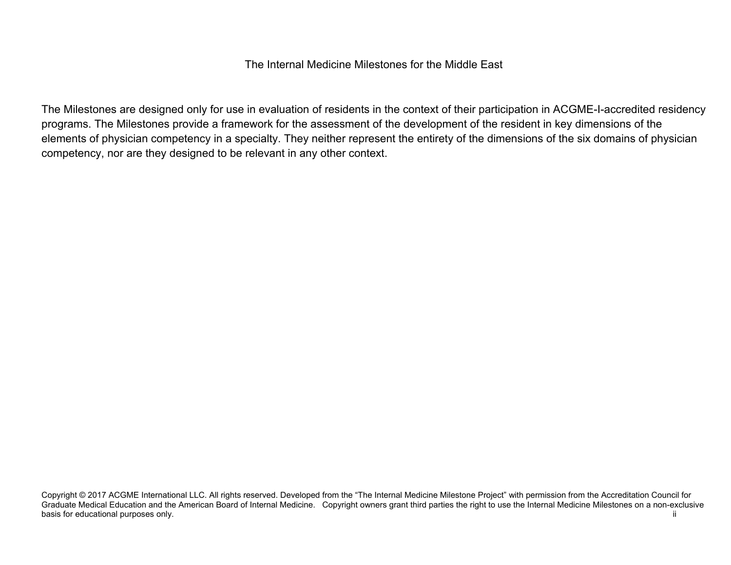The Internal Medicine Milestones for the Middle East

The Milestones are designed only for use in evaluation of residents in the context of their participation in ACGME-I-accredited residency programs. The Milestones provide a framework for the assessment of the development of the resident in key dimensions of the elements of physician competency in a specialty. They neither represent the entirety of the dimensions of the six domains of physician competency, nor are they designed to be relevant in any other context.

Copyright © 2017 ACGME International LLC. All rights reserved. Developed from the "The Internal Medicine Milestone Project" with permission from the Accreditation Council for Graduate Medical Education and the American Board of Internal Medicine. Copyright owners grant third parties the right to use the Internal Medicine Milestones on a non-exclusive basis for educational purposes only.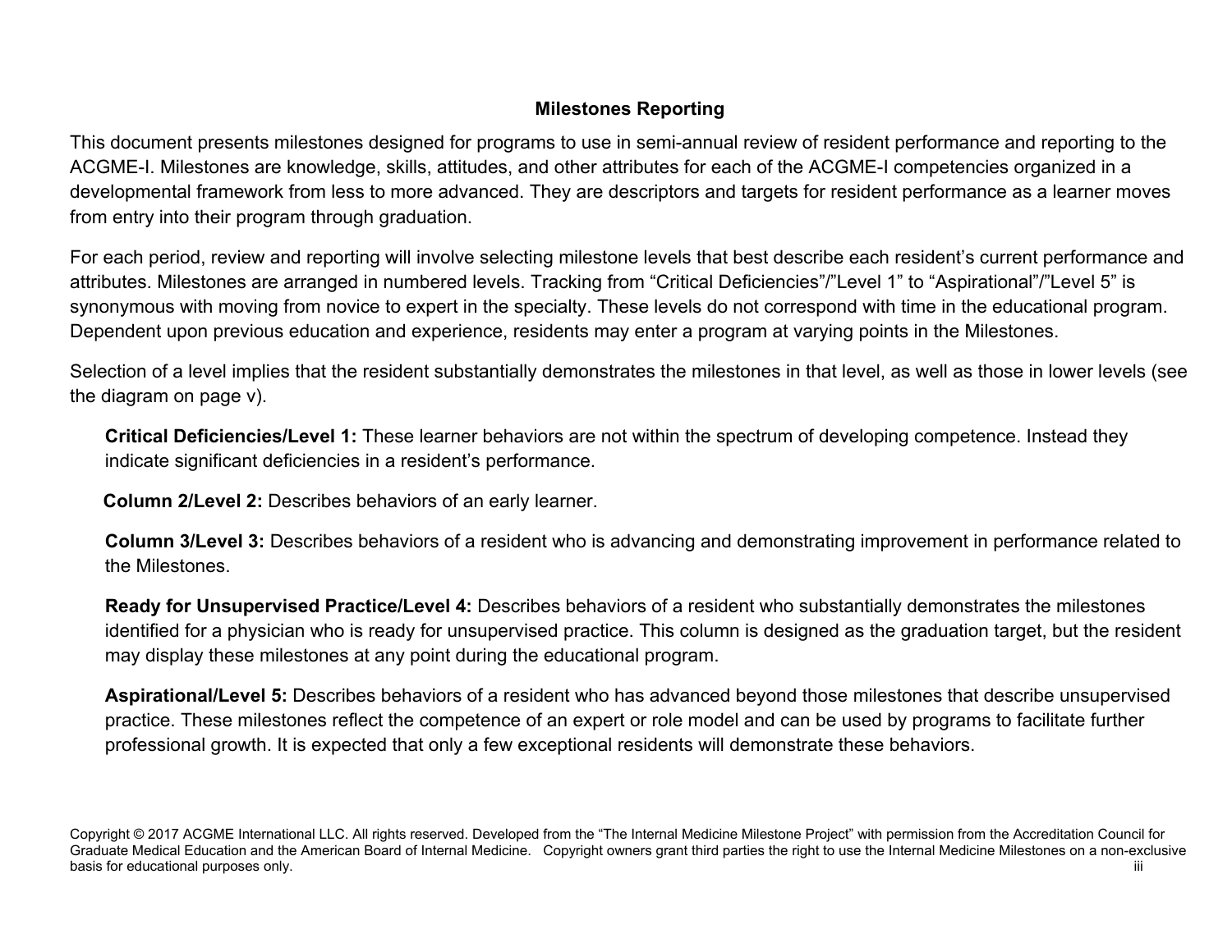## Milestones Reporting

This document presents milestones designed for programs to use in semi-annual review of resident performance and reporting to the ACGME-I. Milestones are knowledge, skills, attitudes, and other attributes for each of the ACGME-I competencies organized in a developmental framework from less to more advanced. They are descriptors and targets for resident performance as a learner moves from entry into their program through graduation.

For each period, review and reporting will involve selecting milestone levels that best describe each resident's current performance and attributes. Milestones are arranged in numbered levels. Tracking from "Critical Deficiencies"/"Level 1" to "Aspirational"/"Level 5" is synonymous with moving from novice to expert in the specialty. These levels do not correspond with time in the educational program. Dependent upon previous education and experience, residents may enter a program at varying points in the Milestones.

Selection of a level implies that the resident substantially demonstrates the milestones in that level, as well as those in lower levels (see the diagram on page v).

**Critical Deficiencies/Level 1:** These learner behaviors are not within the spectrum of developing competence. Instead they indicate significant deficiencies in a resident's performance.

**Column 2/Level 2:** Describes behaviors of an early learner.

**Column 3/Level 3:** Describes behaviors of a resident who is advancing and demonstrating improvement in performance related to the Milestones.

**Ready for Unsupervised Practice/Level 4:** Describes behaviors of a resident who substantially demonstrates the milestones identified for a physician who is ready for unsupervised practice. This column is designed as the graduation target, but the resident may display these milestones at any point during the educational program.

**Aspirational/Level 5:** Describes behaviors of a resident who has advanced beyond those milestones that describe unsupervised practice. These milestones reflect the competence of an expert or role model and can be used by programs to facilitate further professional growth. It is expected that only a few exceptional residents will demonstrate these behaviors.

Copyright © 2017 ACGME International LLC. All rights reserved. Developed from the "The Internal Medicine Milestone Project" with permission from the Accreditation Council for Graduate Medical Education and the American Board of Internal Medicine. Copyright owners grant third parties the right to use the Internal Medicine Milestones on a non-exclusive basis for educational purposes only.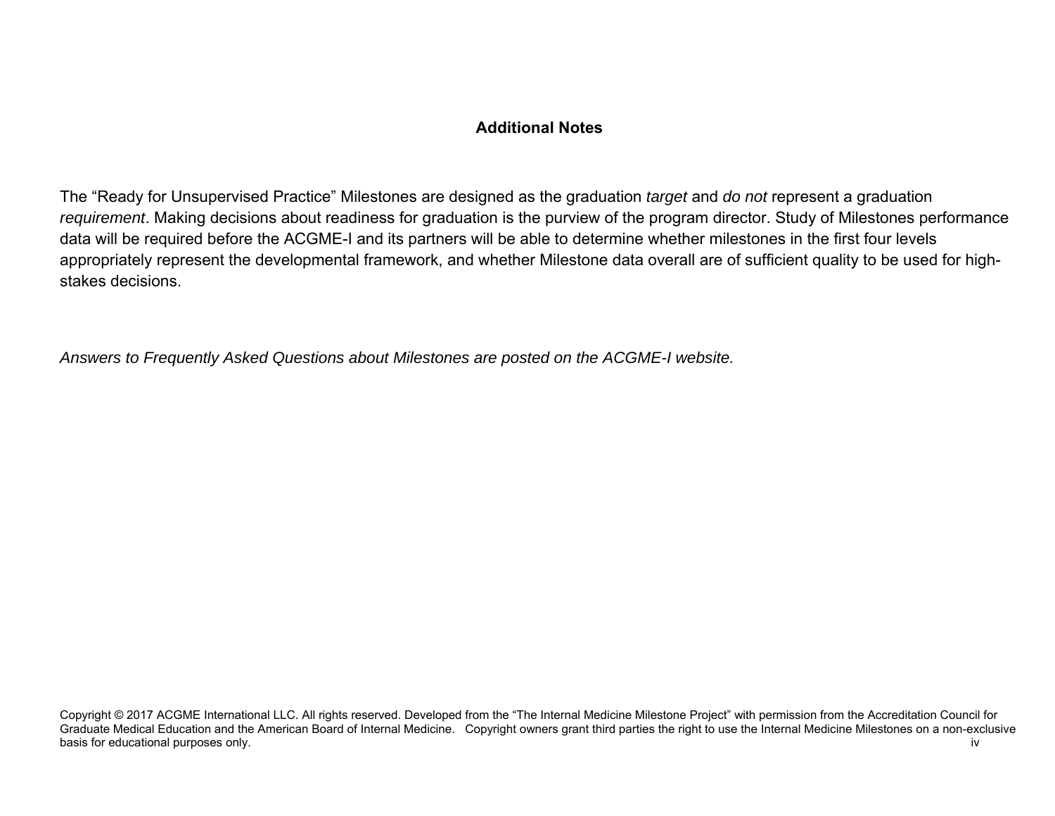## Additional Notes

The "Ready for Unsupervised Practice" Milestones are designed as the graduation *target* and *do not* represent a graduation *requirement*. Making decisions about readiness for graduation is the purview of the program director. Study of Milestones performance data will be required before the ACGME-I and its partners will be able to determine whether milestones in the first four levels appropriately represent the developmental framework, and whether Milestone data overall are of sufficient quality to be used for high-stakes decisions.

*Answers to Frequently Asked Questions about Milestones are posted on the ACGME-I website.*

Copyright © 2017 ACGME International LLC. All rights reserved. Developed from the "The Internal Medicine Milestone Project" with permission from the Accreditation Council for Graduate Medical Education and the American Board of Internal Medicine. Copyright owners grant third parties the right to use the Internal Medicine Milestones on a non-exclusive basis for educational purposes only.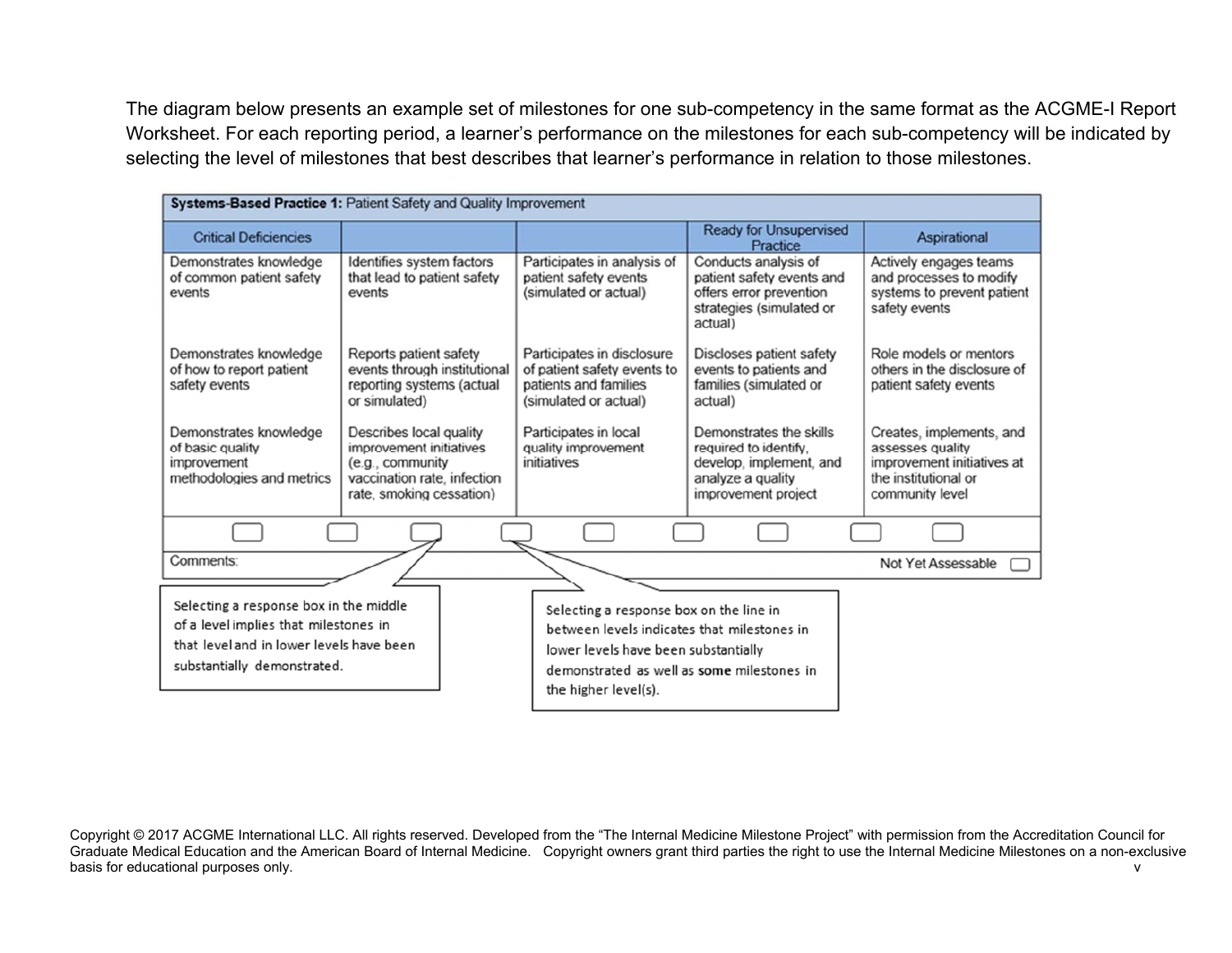The diagram below presents an example set of milestones for one sub-competency in the same format as the ACGME-I Report Worksheet. For each reporting period, a learner's performance on the milestones for each sub-competency will be indicated by selecting the level of milestones that best describes that learner's performance in relation to those milestones.

**Systems-Based Practice 1:** Patient Safety and Quality Improvement

| Critical Deficiencies | | | Ready for Unsupervised Practice | Aspirational |
|---|---|---|---|---|
| Demonstrates knowledge of common patient safety events | Identifies system factors that lead to patient safety events | Participates in analysis of patient safety events (simulated or actual) | Conducts analysis of patient safety events and offers error prevention strategies (simulated or actual) | Actively engages teams and processes to modify systems to prevent patient safety events |
| Demonstrates knowledge of how to report patient safety events | Reports patient safety events through institutional reporting systems (actual or simulated) | Participates in disclosure of patient safety events to patients and families (simulated or actual) | Discloses patient safety events to patients and families (simulated or actual) | Role models or mentors others in the disclosure of patient safety events |
| Demonstrates knowledge of basic quality improvement methodologies and metrics | Describes local quality improvement initiatives (e.g., community vaccination rate, infection rate, smoking cessation) | Participates in local quality improvement initiatives | Demonstrates the skills required to identify, develop, implement, and analyze a quality improvement project | Creates, implements, and assesses quality improvement initiatives at the institutional or community level |

Comments: Not Yet Assessable

Selecting a response box in the middle of a level implies that milestones in that level and in lower levels have been substantially demonstrated.

Selecting a response box on the line in between levels indicates that milestones in lower levels have been substantially demonstrated as well as **some** milestones in the higher level(s).

Copyright © 2017 ACGME International LLC. All rights reserved. Developed from the "The Internal Medicine Milestone Project" with permission from the Accreditation Council for Graduate Medical Education and the American Board of Internal Medicine. Copyright owners grant third parties the right to use the Internal Medicine Milestones on a non-exclusive basis for educational purposes only.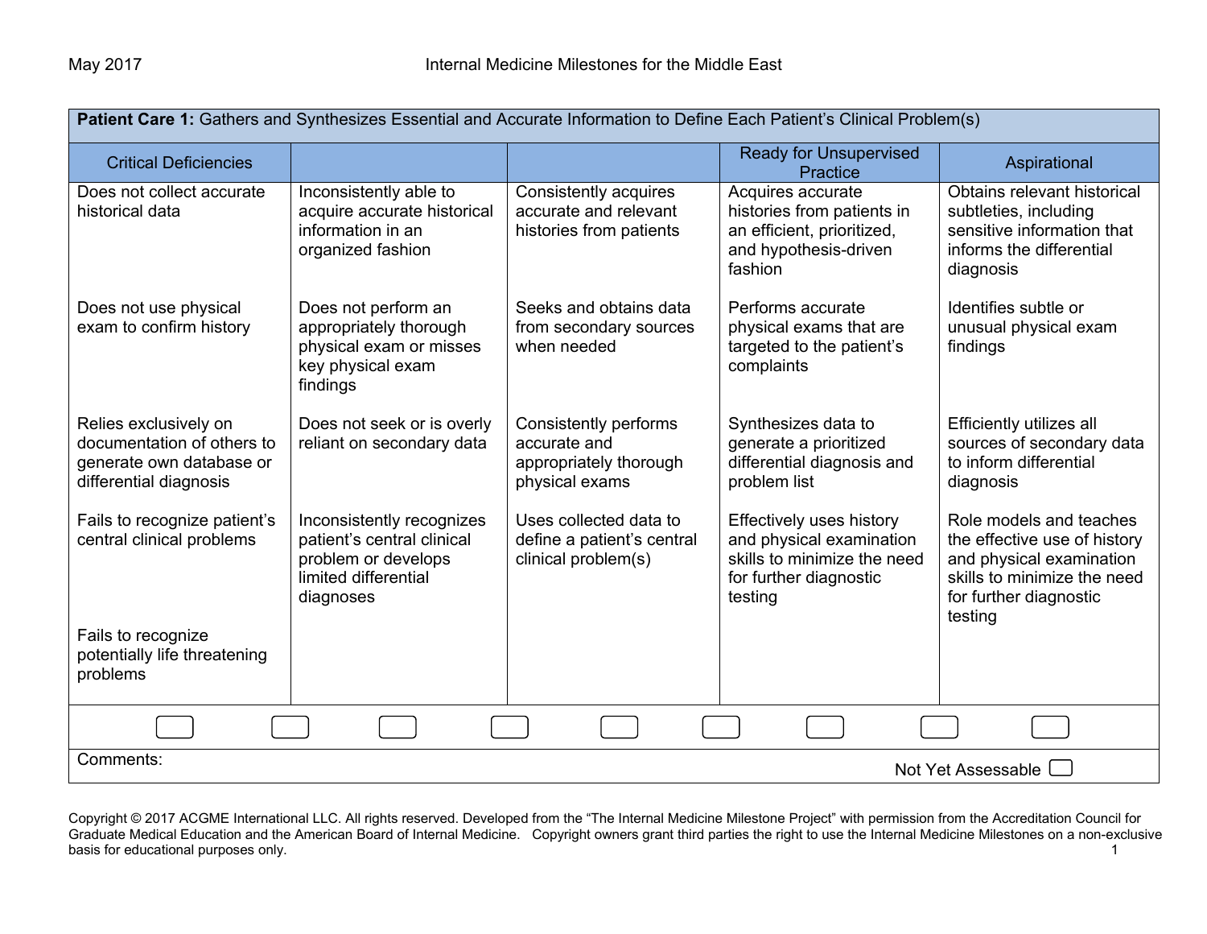| **Patient Care 1:** Gathers and Synthesizes Essential and Accurate Information to Define Each Patient's Clinical Problem(s) | | | | |
|---|---|---|---|---|
| Critical Deficiencies | | | Ready for Unsupervised Practice | Aspirational |
| Does not collect accurate historical data<br><br>Does not use physical exam to confirm history<br><br>Relies exclusively on documentation of others to generate own database or differential diagnosis<br><br>Fails to recognize patient's central clinical problems<br><br>Fails to recognize potentially life threatening problems | Inconsistently able to acquire accurate historical information in an organized fashion<br><br>Does not perform an appropriately thorough physical exam or misses key physical exam findings<br><br>Does not seek or is overly reliant on secondary data<br><br>Inconsistently recognizes patient's central clinical problem or develops limited differential diagnoses | Consistently acquires accurate and relevant histories from patients<br><br>Seeks and obtains data from secondary sources when needed<br><br>Consistently performs accurate and appropriately thorough physical exams<br><br>Uses collected data to define a patient's central clinical problem(s) | Acquires accurate histories from patients in an efficient, prioritized, and hypothesis-driven fashion<br><br>Performs accurate physical exams that are targeted to the patient's complaints<br><br>Synthesizes data to generate a prioritized differential diagnosis and problem list<br><br>Effectively uses history and physical examination skills to minimize the need for further diagnostic testing | Obtains relevant historical subtleties, including sensitive information that informs the differential diagnosis<br><br>Identifies subtle or unusual physical exam findings<br><br>Efficiently utilizes all sources of secondary data to inform differential diagnosis<br><br>Role models and teaches the effective use of history and physical examination skills to minimize the need for further diagnostic testing |

Comments:

Not Yet Assessable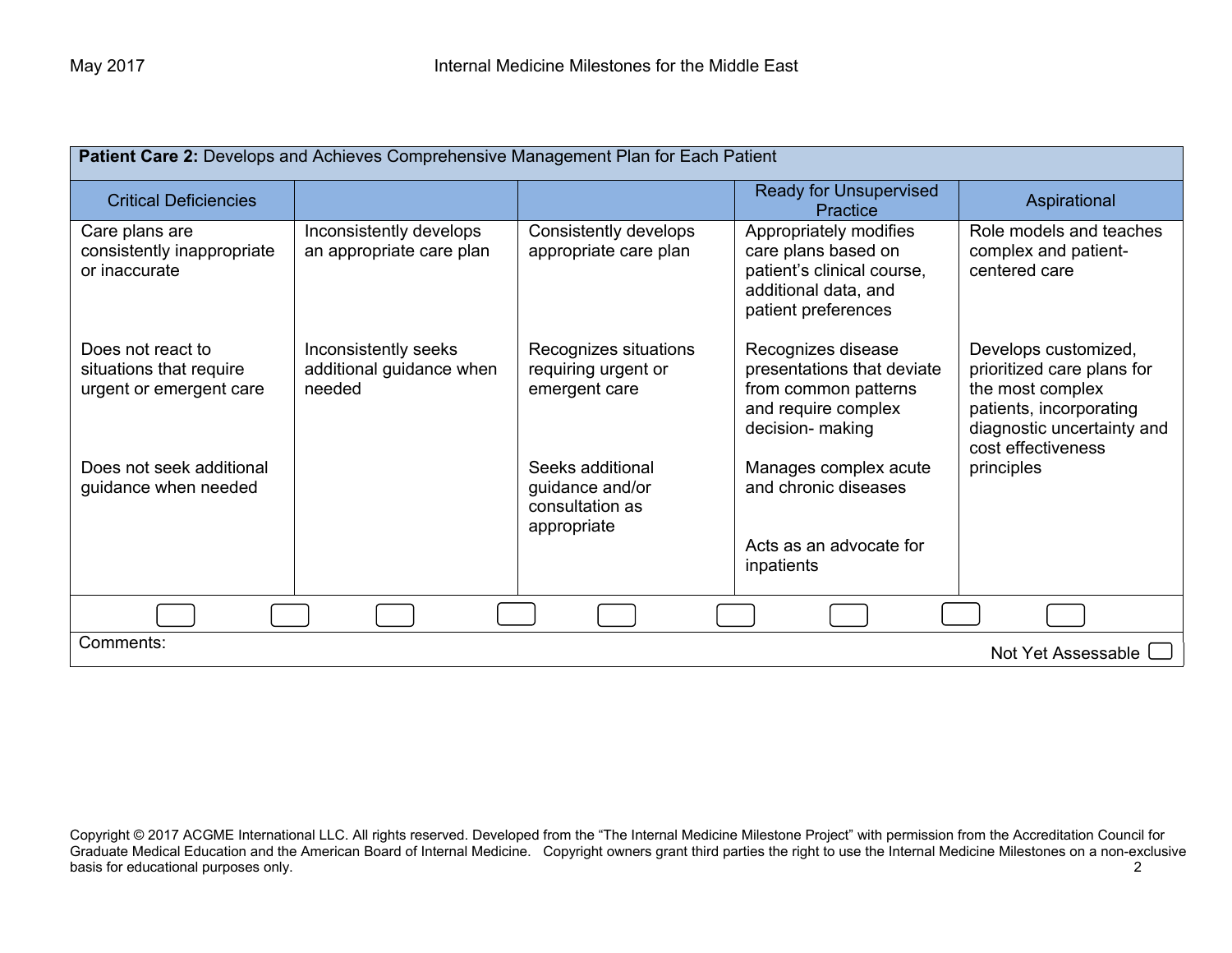**Patient Care 2:** Develops and Achieves Comprehensive Management Plan for Each Patient

| Critical Deficiencies | | | Ready for Unsupervised Practice | Aspirational |
|---|---|---|---|---|
| Care plans are consistently inappropriate or inaccurate | Inconsistently develops an appropriate care plan | Consistently develops appropriate care plan | Appropriately modifies care plans based on patient's clinical course, additional data, and patient preferences | Role models and teaches complex and patient-centered care |
| Does not react to situations that require urgent or emergent care | Inconsistently seeks additional guidance when needed | Recognizes situations requiring urgent or emergent care | Recognizes disease presentations that deviate from common patterns and require complex decision- making | Develops customized, prioritized care plans for the most complex patients, incorporating diagnostic uncertainty and cost effectiveness principles |
| Does not seek additional guidance when needed | | Seeks additional guidance and/or consultation as appropriate | Manages complex acute and chronic diseases | |
| | | | Acts as an advocate for inpatients | |

Comments:

Not Yet Assessable ☐

Copyright © 2017 ACGME International LLC. All rights reserved. Developed from the "The Internal Medicine Milestone Project" with permission from the Accreditation Council for Graduate Medical Education and the American Board of Internal Medicine. Copyright owners grant third parties the right to use the Internal Medicine Milestones on a non-exclusive basis for educational purposes only.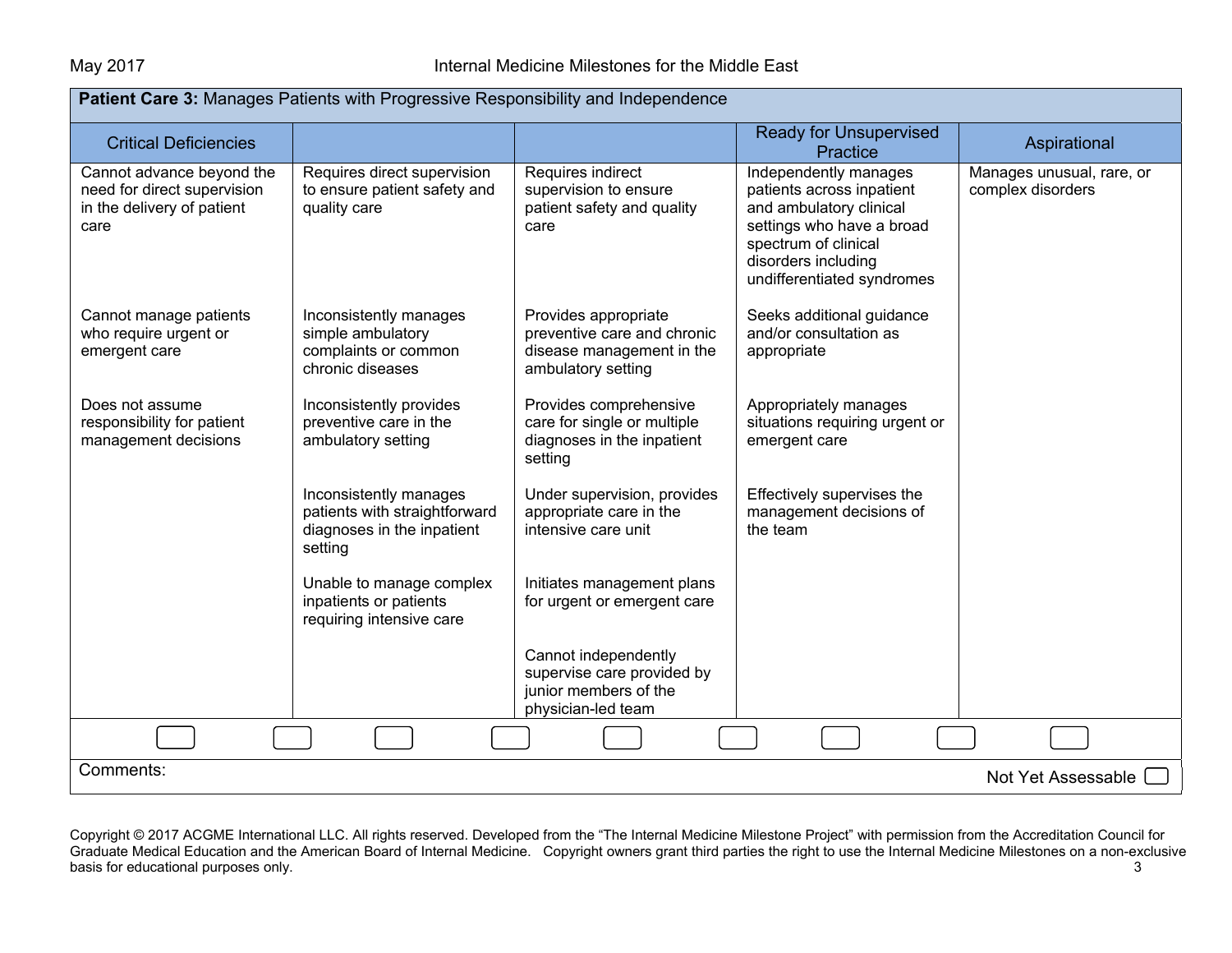**Patient Care 3:** Manages Patients with Progressive Responsibility and Independence

| Critical Deficiencies | | | Ready for Unsupervised Practice | Aspirational |
|---|---|---|---|---|
| Cannot advance beyond the need for direct supervision in the delivery of patient care | Requires direct supervision to ensure patient safety and quality care | Requires indirect supervision to ensure patient safety and quality care | Independently manages patients across inpatient and ambulatory clinical settings who have a broad spectrum of clinical disorders including undifferentiated syndromes | Manages unusual, rare, or complex disorders |
| Cannot manage patients who require urgent or emergent care | Inconsistently manages simple ambulatory complaints or common chronic diseases | Provides appropriate preventive care and chronic disease management in the ambulatory setting | Seeks additional guidance and/or consultation as appropriate | |
| Does not assume responsibility for patient management decisions | Inconsistently provides preventive care in the ambulatory setting | Provides comprehensive care for single or multiple diagnoses in the inpatient setting | Appropriately manages situations requiring urgent or emergent care | |
| | Inconsistently manages patients with straightforward diagnoses in the inpatient setting | Under supervision, provides appropriate care in the intensive care unit | Effectively supervises the management decisions of the team | |
| | Unable to manage complex inpatients or patients requiring intensive care | Initiates management plans for urgent or emergent care | | |
| | | Cannot independently supervise care provided by junior members of the physician-led team | | |

☐ ☐ ☐ ☐ ☐ ☐ ☐ ☐ ☐

Comments:

Not Yet Assessable ☐

Copyright © 2017 ACGME International LLC. All rights reserved. Developed from the "The Internal Medicine Milestone Project" with permission from the Accreditation Council for Graduate Medical Education and the American Board of Internal Medicine. Copyright owners grant third parties the right to use the Internal Medicine Milestones on a non-exclusive basis for educational purposes only.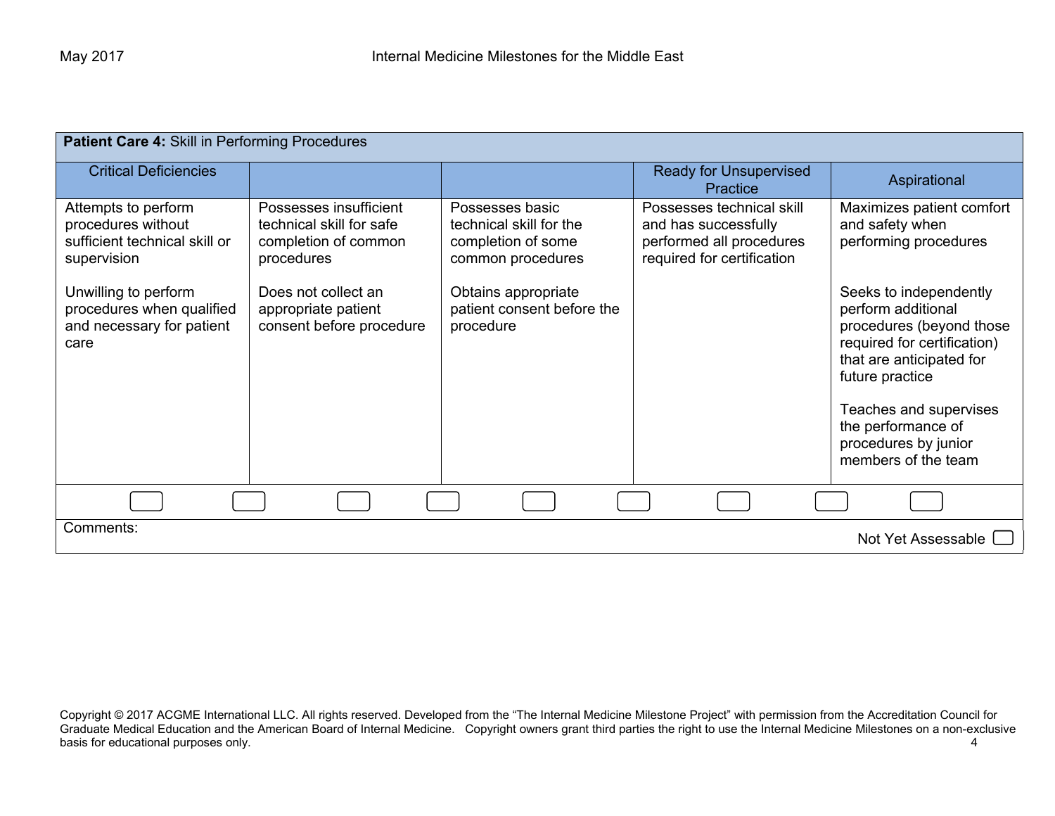| **Patient Care 4:** Skill in Performing Procedures | | | | |
|---|---|---|---|---|
| Critical Deficiencies | | | Ready for Unsupervised Practice | Aspirational |
| Attempts to perform procedures without sufficient technical skill or supervision<br><br>Unwilling to perform procedures when qualified and necessary for patient care | Possesses insufficient technical skill for safe completion of common procedures<br><br>Does not collect an appropriate patient consent before procedure | Possesses basic technical skill for the completion of some common procedures<br><br>Obtains appropriate patient consent before the procedure | Possesses technical skill and has successfully performed all procedures required for certification | Maximizes patient comfort and safety when performing procedures<br><br>Seeks to independently perform additional procedures (beyond those required for certification) that are anticipated for future practice<br><br>Teaches and supervises the performance of procedures by junior members of the team |

Comments:

Not Yet Assessable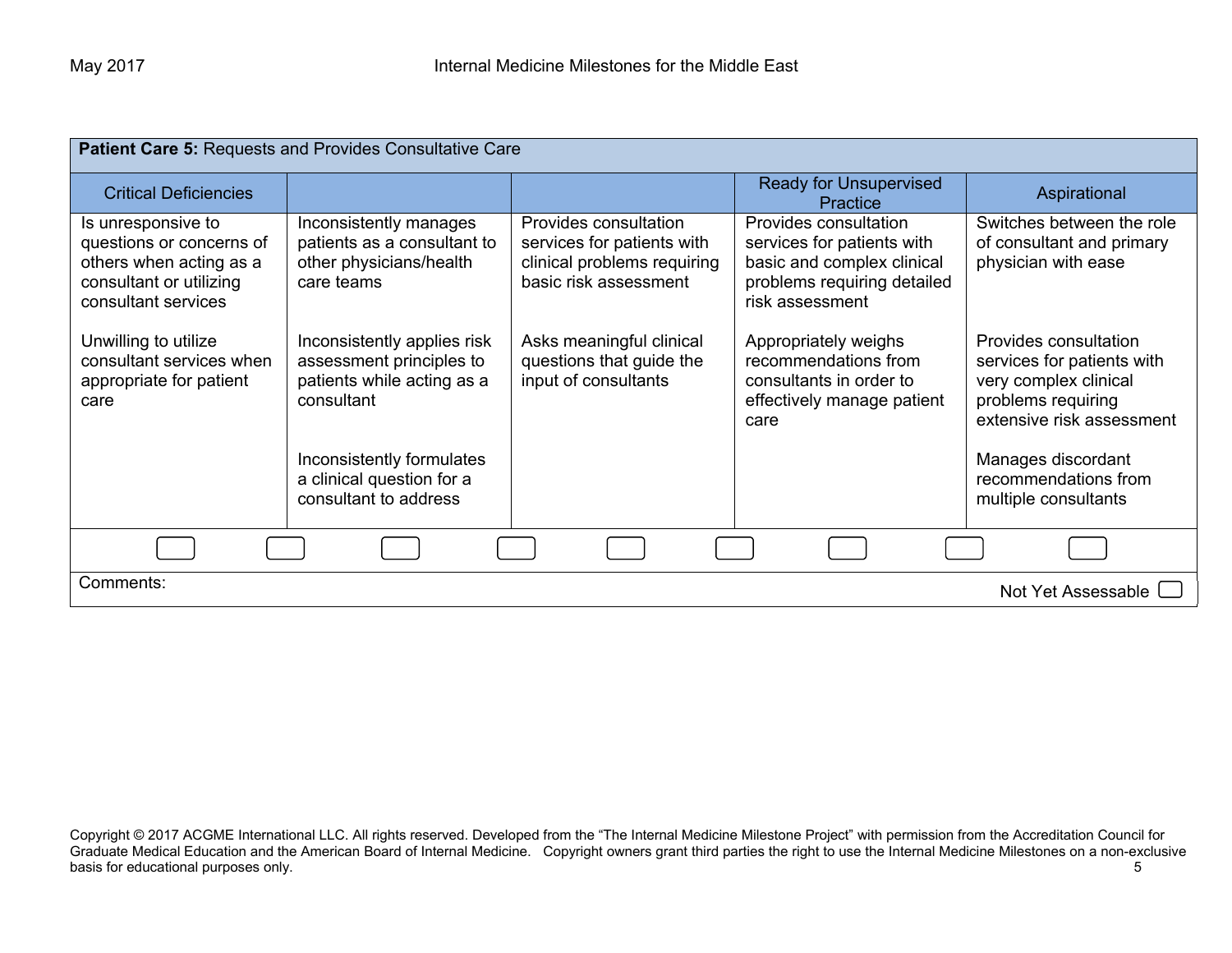| **Patient Care 5:** Requests and Provides Consultative Care | | | | |
|---|---|---|---|---|
| Critical Deficiencies | | | Ready for Unsupervised Practice | Aspirational |
| Is unresponsive to questions or concerns of others when acting as a consultant or utilizing consultant services<br><br>Unwilling to utilize consultant services when appropriate for patient care | Inconsistently manages patients as a consultant to other physicians/health care teams<br><br>Inconsistently applies risk assessment principles to patients while acting as a consultant<br><br>Inconsistently formulates a clinical question for a consultant to address | Provides consultation services for patients with clinical problems requiring basic risk assessment<br><br>Asks meaningful clinical questions that guide the input of consultants | Provides consultation services for patients with basic and complex clinical problems requiring detailed risk assessment<br><br>Appropriately weighs recommendations from consultants in order to effectively manage patient care | Switches between the role of consultant and primary physician with ease<br><br>Provides consultation services for patients with very complex clinical problems requiring extensive risk assessment<br><br>Manages discordant recommendations from multiple consultants |

Comments:

Not Yet Assessable ☐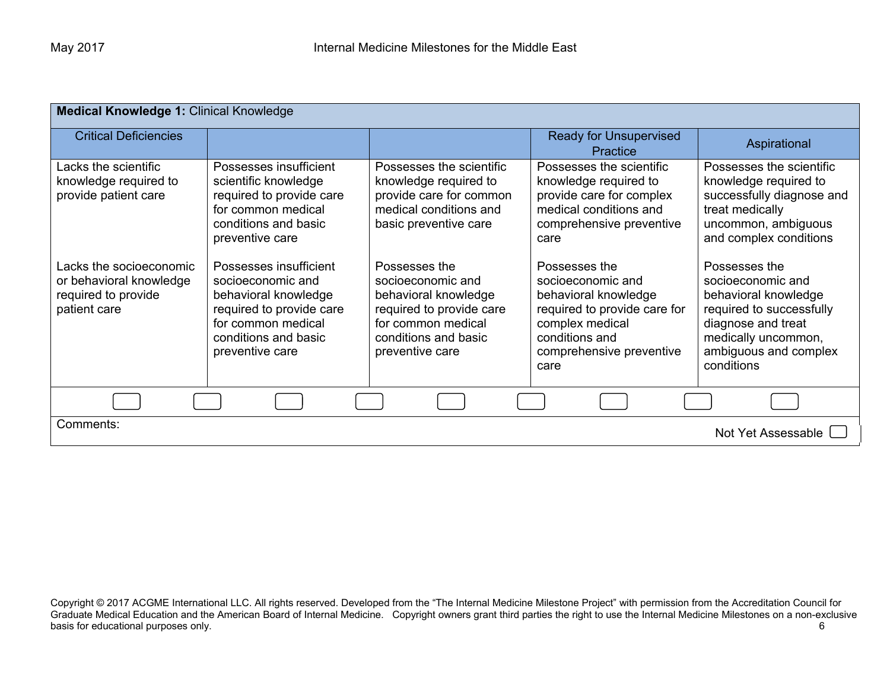| **Medical Knowledge 1:** Clinical Knowledge | | | | |
|---|---|---|---|---|
| Critical Deficiencies | | | Ready for Unsupervised Practice | Aspirational |
| Lacks the scientific knowledge required to provide patient care | Possesses insufficient scientific knowledge required to provide care for common medical conditions and basic preventive care | Possesses the scientific knowledge required to provide care for common medical conditions and basic preventive care | Possesses the scientific knowledge required to provide care for complex medical conditions and comprehensive preventive care | Possesses the scientific knowledge required to successfully diagnose and treat medically uncommon, ambiguous and complex conditions |
| Lacks the socioeconomic or behavioral knowledge required to provide patient care | Possesses insufficient socioeconomic and behavioral knowledge required to provide care for common medical conditions and basic preventive care | Possesses the socioeconomic and behavioral knowledge required to provide care for common medical conditions and basic preventive care | Possesses the socioeconomic and behavioral knowledge required to provide care for complex medical conditions and comprehensive preventive care | Possesses the socioeconomic and behavioral knowledge required to successfully diagnose and treat medically uncommon, ambiguous and complex conditions |

Comments:

Not Yet Assessable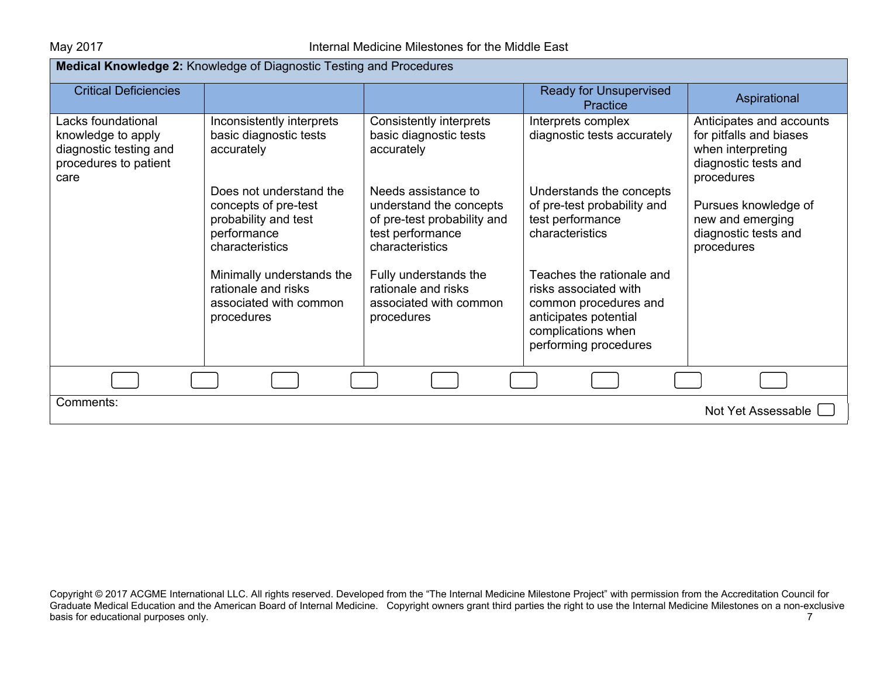**Medical Knowledge 2:** Knowledge of Diagnostic Testing and Procedures

| Critical Deficiencies | | | Ready for Unsupervised Practice | Aspirational |
|---|---|---|---|---|
| Lacks foundational knowledge to apply diagnostic testing and procedures to patient care | Inconsistently interprets basic diagnostic tests accurately<br><br>Does not understand the concepts of pre-test probability and test performance characteristics<br><br>Minimally understands the rationale and risks associated with common procedures | Consistently interprets basic diagnostic tests accurately<br><br>Needs assistance to understand the concepts of pre-test probability and test performance characteristics<br><br>Fully understands the rationale and risks associated with common procedures | Interprets complex diagnostic tests accurately<br><br>Understands the concepts of pre-test probability and test performance characteristics<br><br>Teaches the rationale and risks associated with common procedures and anticipates potential complications when performing procedures | Anticipates and accounts for pitfalls and biases when interpreting diagnostic tests and procedures<br><br>Pursues knowledge of new and emerging diagnostic tests and procedures |

Comments:

Not Yet Assessable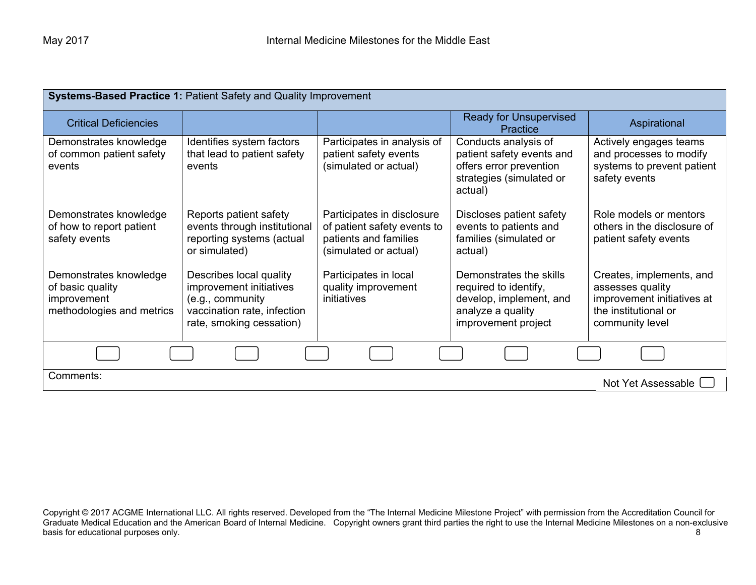| **Systems-Based Practice 1:** Patient Safety and Quality Improvement | | | | |
|---|---|---|---|---|
| Critical Deficiencies | | | Ready for Unsupervised Practice | Aspirational |
| Demonstrates knowledge of common patient safety events | Identifies system factors that lead to patient safety events | Participates in analysis of patient safety events (simulated or actual) | Conducts analysis of patient safety events and offers error prevention strategies (simulated or actual) | Actively engages teams and processes to modify systems to prevent patient safety events |
| Demonstrates knowledge of how to report patient safety events | Reports patient safety events through institutional reporting systems (actual or simulated) | Participates in disclosure of patient safety events to patients and families (simulated or actual) | Discloses patient safety events to patients and families (simulated or actual) | Role models or mentors others in the disclosure of patient safety events |
| Demonstrates knowledge of basic quality improvement methodologies and metrics | Describes local quality improvement initiatives (e.g., community vaccination rate, infection rate, smoking cessation) | Participates in local quality improvement initiatives | Demonstrates the skills required to identify, develop, implement, and analyze a quality improvement project | Creates, implements, and assesses quality improvement initiatives at the institutional or community level |

Comments:

Not Yet Assessable ☐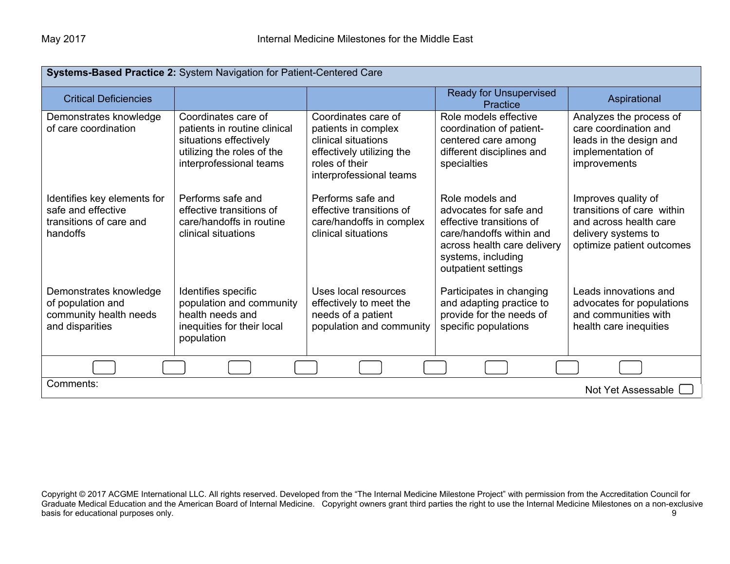| **Systems-Based Practice 2:** System Navigation for Patient-Centered Care | | | | |
|---|---|---|---|---|
| Critical Deficiencies | | | Ready for Unsupervised Practice | Aspirational |
| Demonstrates knowledge of care coordination | Coordinates care of patients in routine clinical situations effectively utilizing the roles of the interprofessional teams | Coordinates care of patients in complex clinical situations effectively utilizing the roles of their interprofessional teams | Role models effective coordination of patient-centered care among different disciplines and specialties | Analyzes the process of care coordination and leads in the design and implementation of improvements |
| Identifies key elements for safe and effective transitions of care and handoffs | Performs safe and effective transitions of care/handoffs in routine clinical situations | Performs safe and effective transitions of care/handoffs in complex clinical situations | Role models and advocates for safe and effective transitions of care/handoffs within and across health care delivery systems, including outpatient settings | Improves quality of transitions of care within and across health care delivery systems to optimize patient outcomes |
| Demonstrates knowledge of population and community health needs and disparities | Identifies specific population and community health needs and inequities for their local population | Uses local resources effectively to meet the needs of a patient population and community | Participates in changing and adapting practice to provide for the needs of specific populations | Leads innovations and advocates for populations and communities with health care inequities |

Comments:

Not Yet Assessable ☐

Copyright © 2017 ACGME International LLC. All rights reserved. Developed from the "The Internal Medicine Milestone Project" with permission from the Accreditation Council for Graduate Medical Education and the American Board of Internal Medicine. Copyright owners grant third parties the right to use the Internal Medicine Milestones on a non-exclusive basis for educational purposes only.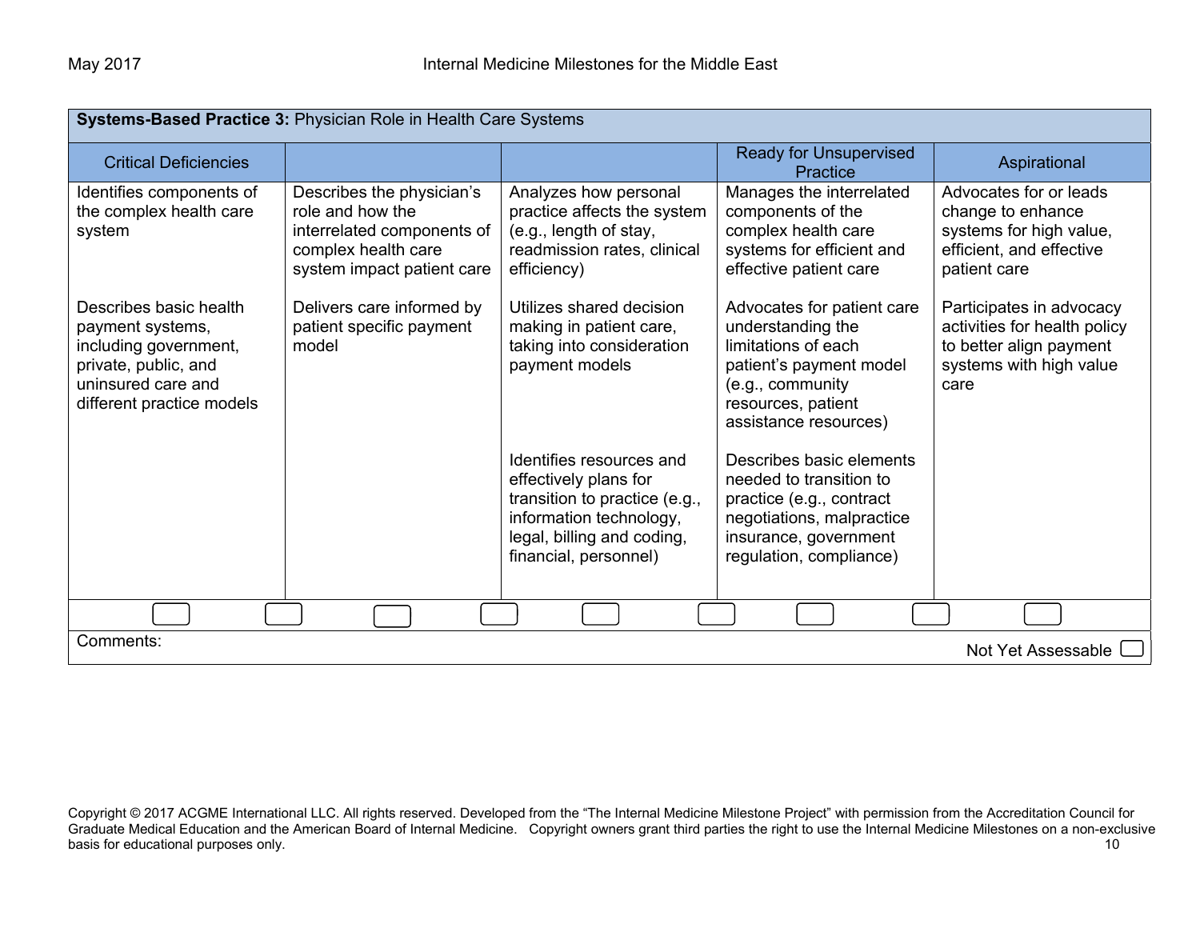**Systems-Based Practice 3:** Physician Role in Health Care Systems

| Critical Deficiencies | | | Ready for Unsupervised Practice | Aspirational |
|---|---|---|---|---|
| Identifies components of the complex health care system | Describes the physician's role and how the interrelated components of complex health care system impact patient care | Analyzes how personal practice affects the system (e.g., length of stay, readmission rates, clinical efficiency) | Manages the interrelated components of the complex health care systems for efficient and effective patient care | Advocates for or leads change to enhance systems for high value, efficient, and effective patient care |
| Describes basic health payment systems, including government, private, public, and uninsured care and different practice models | Delivers care informed by patient specific payment model | Utilizes shared decision making in patient care, taking into consideration payment models | Advocates for patient care understanding the limitations of each patient's payment model (e.g., community resources, patient assistance resources) | Participates in advocacy activities for health policy to better align payment systems with high value care |
| | | Identifies resources and effectively plans for transition to practice (e.g., information technology, legal, billing and coding, financial, personnel) | Describes basic elements needed to transition to practice (e.g., contract negotiations, malpractice insurance, government regulation, compliance) | |

Comments:

Not Yet Assessable ☐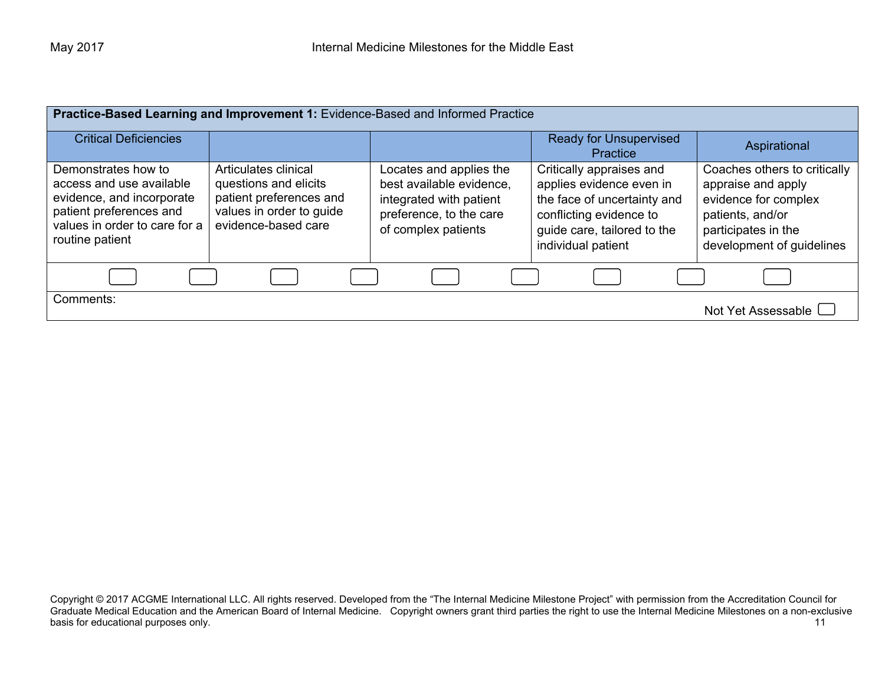| **Practice-Based Learning and Improvement 1:** Evidence-Based and Informed Practice | | | | |
|---|---|---|---|---|
| Critical Deficiencies | | | Ready for Unsupervised Practice | Aspirational |
| Demonstrates how to access and use available evidence, and incorporate patient preferences and values in order to care for a routine patient | Articulates clinical questions and elicits patient preferences and values in order to guide evidence-based care | Locates and applies the best available evidence, integrated with patient preference, to the care of complex patients | Critically appraises and applies evidence even in the face of uncertainty and conflicting evidence to guide care, tailored to the individual patient | Coaches others to critically appraise and apply evidence for complex patients, and/or participates in the development of guidelines |
| ☐ ☐ | ☐ ☐ | ☐ ☐ | ☐ ☐ | ☐ |

Comments:

Not Yet Assessable ☐

Copyright © 2017 ACGME International LLC. All rights reserved. Developed from the "The Internal Medicine Milestone Project" with permission from the Accreditation Council for Graduate Medical Education and the American Board of Internal Medicine. Copyright owners grant third parties the right to use the Internal Medicine Milestones on a non-exclusive basis for educational purposes only.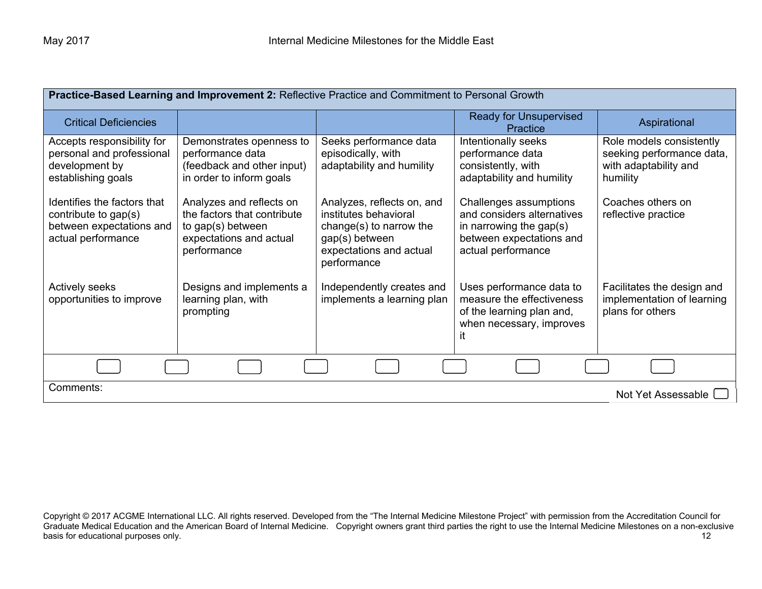**Practice-Based Learning and Improvement 2:** Reflective Practice and Commitment to Personal Growth

| Critical Deficiencies | | | Ready for Unsupervised Practice | Aspirational |
|---|---|---|---|---|
| Accepts responsibility for personal and professional development by establishing goals<br><br>Identifies the factors that contribute to gap(s) between expectations and actual performance<br><br>Actively seeks opportunities to improve | Demonstrates openness to performance data (feedback and other input) in order to inform goals<br><br>Analyzes and reflects on the factors that contribute to gap(s) between expectations and actual performance<br><br>Designs and implements a learning plan, with prompting | Seeks performance data episodically, with adaptability and humility<br><br>Analyzes, reflects on, and institutes behavioral change(s) to narrow the gap(s) between expectations and actual performance<br><br>Independently creates and implements a learning plan | Intentionally seeks performance data consistently, with adaptability and humility<br><br>Challenges assumptions and considers alternatives in narrowing the gap(s) between expectations and actual performance<br><br>Uses performance data to measure the effectiveness of the learning plan and, when necessary, improves it | Role models consistently seeking performance data, with adaptability and humility<br><br>Coaches others on reflective practice<br><br>Facilitates the design and implementation of learning plans for others |

Comments:

Not Yet Assessable

Copyright © 2017 ACGME International LLC. All rights reserved. Developed from the "The Internal Medicine Milestone Project" with permission from the Accreditation Council for Graduate Medical Education and the American Board of Internal Medicine. Copyright owners grant third parties the right to use the Internal Medicine Milestones on a non-exclusive basis for educational purposes only.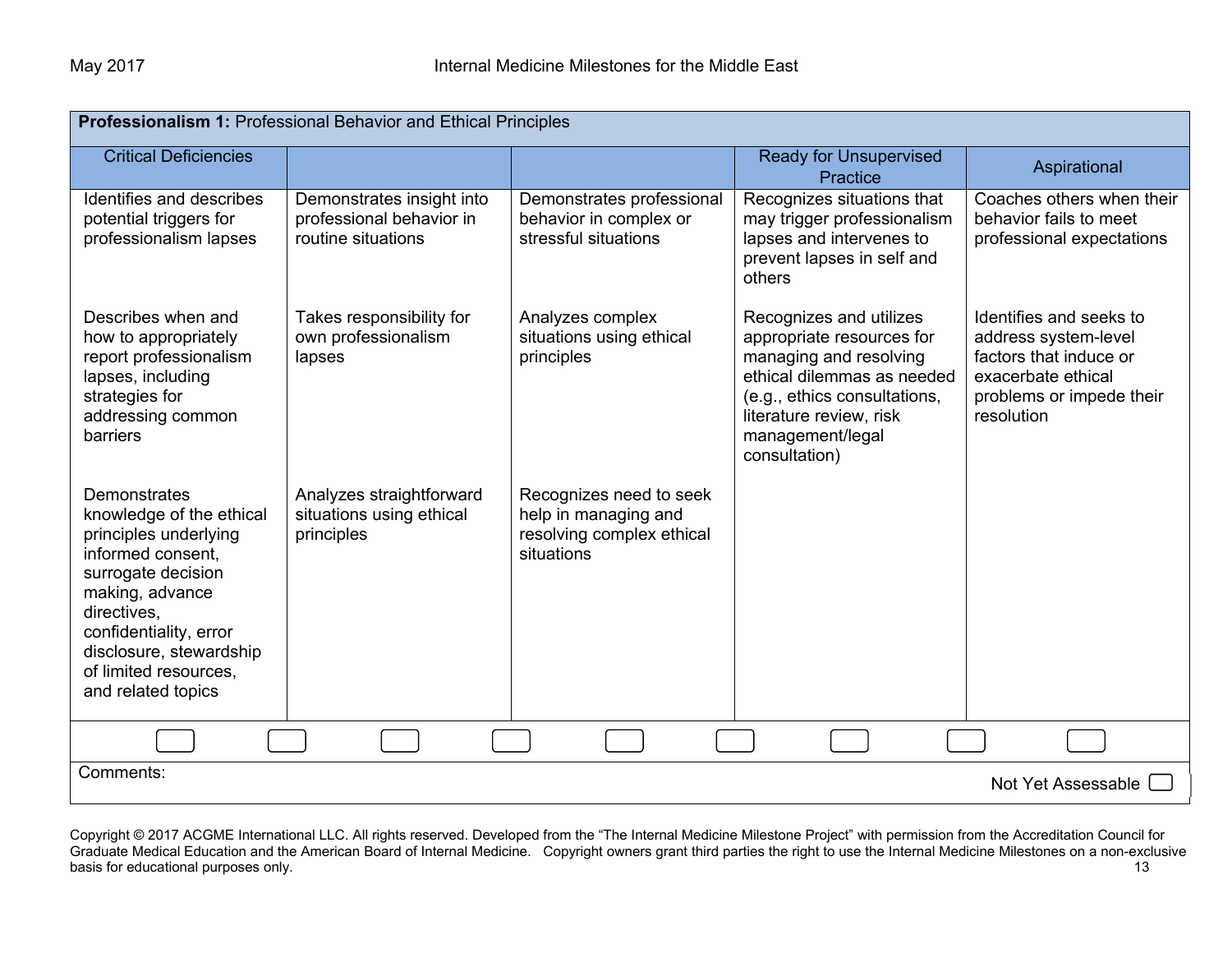| **Professionalism 1:** Professional Behavior and Ethical Principles | | | | |
|---|---|---|---|---|
| Critical Deficiencies | | | Ready for Unsupervised Practice | Aspirational |
| Identifies and describes potential triggers for professionalism lapses | Demonstrates insight into professional behavior in routine situations | Demonstrates professional behavior in complex or stressful situations | Recognizes situations that may trigger professionalism lapses and intervenes to prevent lapses in self and others | Coaches others when their behavior fails to meet professional expectations |
| Describes when and how to appropriately report professionalism lapses, including strategies for addressing common barriers | Takes responsibility for own professionalism lapses | Analyzes complex situations using ethical principles | Recognizes and utilizes appropriate resources for managing and resolving ethical dilemmas as needed (e.g., ethics consultations, literature review, risk management/legal consultation) | Identifies and seeks to address system-level factors that induce or exacerbate ethical problems or impede their resolution |
| Demonstrates knowledge of the ethical principles underlying informed consent, surrogate decision making, advance directives, confidentiality, error disclosure, stewardship of limited resources, and related topics | Analyzes straightforward situations using ethical principles | Recognizes need to seek help in managing and resolving complex ethical situations | | |

☐ ☐ ☐ ☐ ☐ ☐ ☐ ☐ ☐

Comments:

Not Yet Assessable ☐

Copyright © 2017 ACGME International LLC. All rights reserved. Developed from the "The Internal Medicine Milestone Project" with permission from the Accreditation Council for Graduate Medical Education and the American Board of Internal Medicine. Copyright owners grant third parties the right to use the Internal Medicine Milestones on a non-exclusive basis for educational purposes only.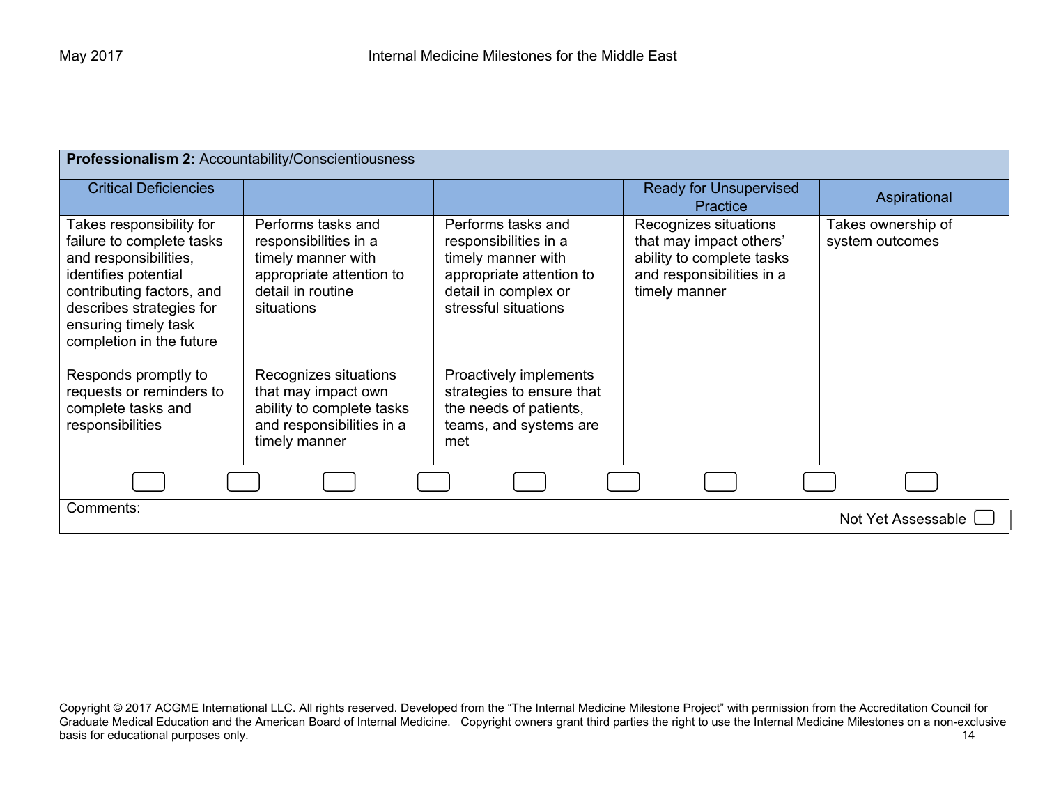| **Professionalism 2:** Accountability/Conscientiousness | | | | |
|---|---|---|---|---|
| Critical Deficiencies | | | Ready for Unsupervised Practice | Aspirational |
| Takes responsibility for failure to complete tasks and responsibilities, identifies potential contributing factors, and describes strategies for ensuring timely task completion in the future<br><br>Responds promptly to requests or reminders to complete tasks and responsibilities | Performs tasks and responsibilities in a timely manner with appropriate attention to detail in routine situations<br><br>Recognizes situations that may impact own ability to complete tasks and responsibilities in a timely manner | Performs tasks and responsibilities in a timely manner with appropriate attention to detail in complex or stressful situations<br><br>Proactively implements strategies to ensure that the needs of patients, teams, and systems are met | Recognizes situations that may impact others' ability to complete tasks and responsibilities in a timely manner | Takes ownership of system outcomes |

Comments:

Not Yet Assessable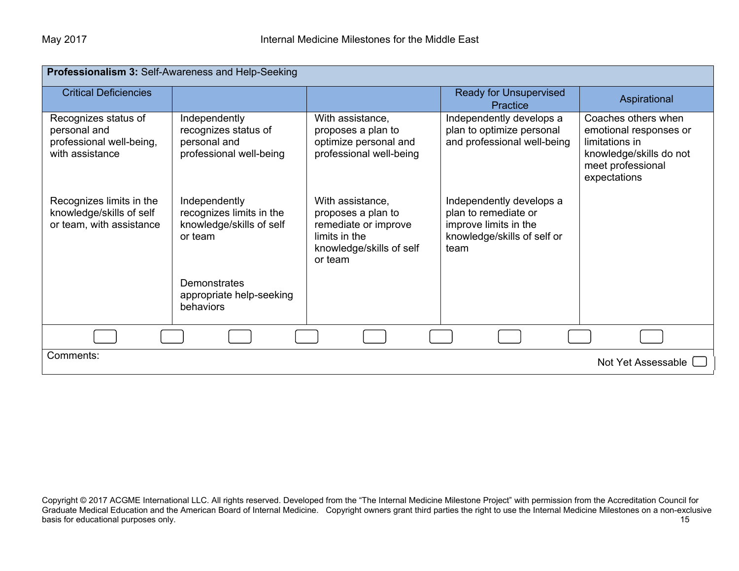| **Professionalism 3:** Self-Awareness and Help-Seeking | | | | |
|---|---|---|---|---|
| Critical Deficiencies | | | Ready for Unsupervised Practice | Aspirational |
| Recognizes status of personal and professional well-being, with assistance | Independently recognizes status of personal and professional well-being | With assistance, proposes a plan to optimize personal and professional well-being | Independently develops a plan to optimize personal and professional well-being | Coaches others when emotional responses or limitations in knowledge/skills do not meet professional expectations |
| Recognizes limits in the knowledge/skills of self or team, with assistance | Independently recognizes limits in the knowledge/skills of self or team | With assistance, proposes a plan to remediate or improve limits in the knowledge/skills of self or team | Independently develops a plan to remediate or improve limits in the knowledge/skills of self or team | |
| | Demonstrates appropriate help-seeking behaviors | | | |

Comments:

Not Yet Assessable

Copyright © 2017 ACGME International LLC. All rights reserved. Developed from the "The Internal Medicine Milestone Project" with permission from the Accreditation Council for Graduate Medical Education and the American Board of Internal Medicine. Copyright owners grant third parties the right to use the Internal Medicine Milestones on a non-exclusive basis for educational purposes only.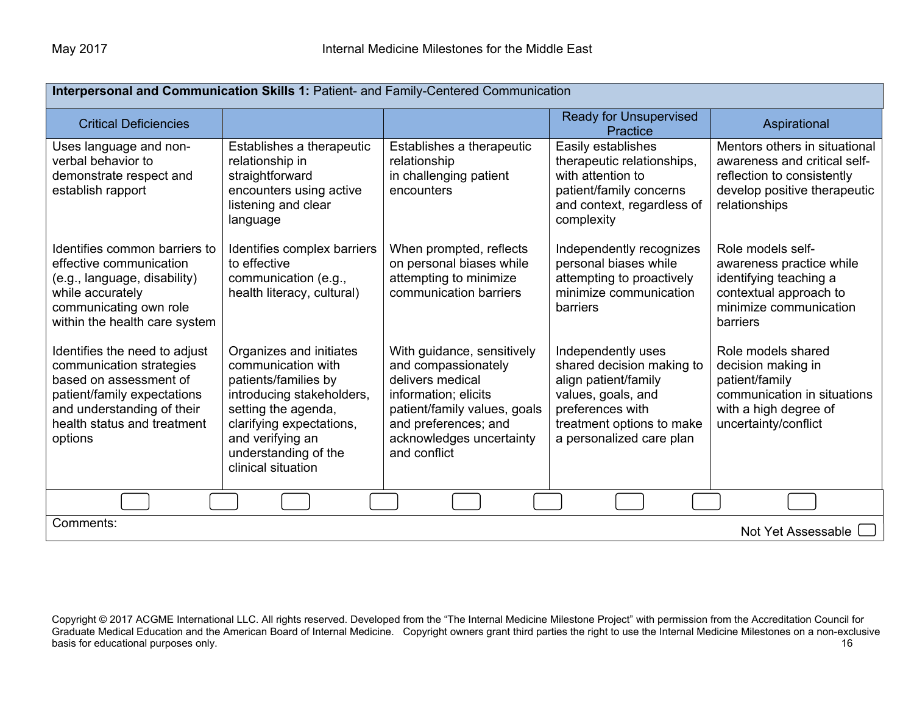| **Interpersonal and Communication Skills 1:** Patient- and Family-Centered Communication | | | | |
|---|---|---|---|---|
| Critical Deficiencies | | | Ready for Unsupervised Practice | Aspirational |
| Uses language and non-verbal behavior to demonstrate respect and establish rapport | Establishes a therapeutic relationship in straightforward encounters using active listening and clear language | Establishes a therapeutic relationship in challenging patient encounters | Easily establishes therapeutic relationships, with attention to patient/family concerns and context, regardless of complexity | Mentors others in situational awareness and critical self-reflection to consistently develop positive therapeutic relationships |
| Identifies common barriers to effective communication (e.g., language, disability) while accurately communicating own role within the health care system | Identifies complex barriers to effective communication (e.g., health literacy, cultural) | When prompted, reflects on personal biases while attempting to minimize communication barriers | Independently recognizes personal biases while attempting to proactively minimize communication barriers | Role models self-awareness practice while identifying teaching a contextual approach to minimize communication barriers |
| Identifies the need to adjust communication strategies based on assessment of patient/family expectations and understanding of their health status and treatment options | Organizes and initiates communication with patients/families by introducing stakeholders, setting the agenda, clarifying expectations, and verifying an understanding of the clinical situation | With guidance, sensitively and compassionately delivers medical information; elicits patient/family values, goals and preferences; and acknowledges uncertainty and conflict | Independently uses shared decision making to align patient/family values, goals, and preferences with treatment options to make a personalized care plan | Role models shared decision making in patient/family communication in situations with a high degree of uncertainty/conflict |

Comments:

Not Yet Assessable ☐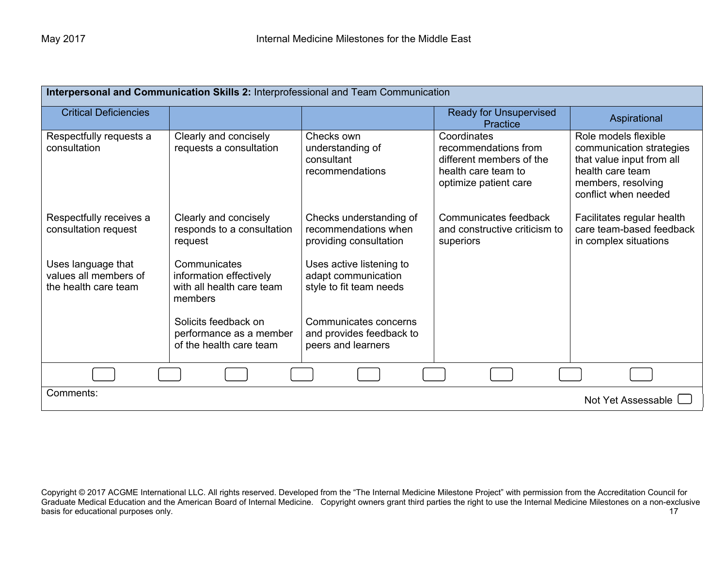| **Interpersonal and Communication Skills 2:** Interprofessional and Team Communication | | | | |
|---|---|---|---|---|
| Critical Deficiencies | | | Ready for Unsupervised Practice | Aspirational |
| Respectfully requests a consultation<br><br>Respectfully receives a consultation request<br><br>Uses language that values all members of the health care team | Clearly and concisely requests a consultation<br><br>Clearly and concisely responds to a consultation request<br><br>Communicates information effectively with all health care team members<br><br>Solicits feedback on performance as a member of the health care team | Checks own understanding of consultant recommendations<br><br>Checks understanding of recommendations when providing consultation<br><br>Uses active listening to adapt communication style to fit team needs<br><br>Communicates concerns and provides feedback to peers and learners | Coordinates recommendations from different members of the health care team to optimize patient care<br><br>Communicates feedback and constructive criticism to superiors | Role models flexible communication strategies that value input from all health care team members, resolving conflict when needed<br><br>Facilitates regular health care team-based feedback in complex situations |

Comments:

Not Yet Assessable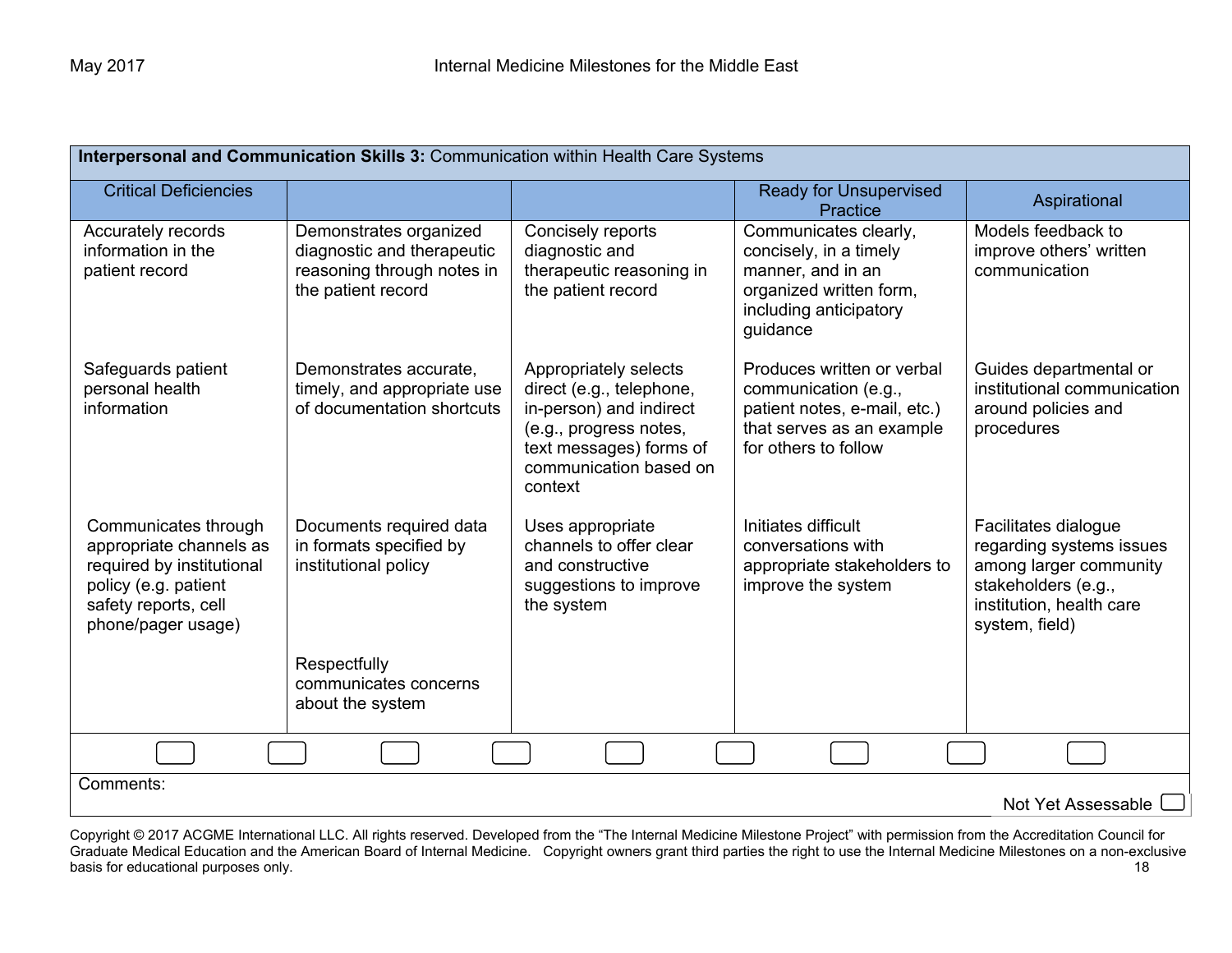**Interpersonal and Communication Skills 3:** Communication within Health Care Systems

| Critical Deficiencies | | | Ready for Unsupervised Practice | Aspirational |
|---|---|---|---|---|
| Accurately records information in the patient record | Demonstrates organized diagnostic and therapeutic reasoning through notes in the patient record | Concisely reports diagnostic and therapeutic reasoning in the patient record | Communicates clearly, concisely, in a timely manner, and in an organized written form, including anticipatory guidance | Models feedback to improve others' written communication |
| Safeguards patient personal health information | Demonstrates accurate, timely, and appropriate use of documentation shortcuts | Appropriately selects direct (e.g., telephone, in-person) and indirect (e.g., progress notes, text messages) forms of communication based on context | Produces written or verbal communication (e.g., patient notes, e-mail, etc.) that serves as an example for others to follow | Guides departmental or institutional communication around policies and procedures |
| Communicates through appropriate channels as required by institutional policy (e.g. patient safety reports, cell phone/pager usage) | Documents required data in formats specified by institutional policy | Uses appropriate channels to offer clear and constructive suggestions to improve the system | Initiates difficult conversations with appropriate stakeholders to improve the system | Facilitates dialogue regarding systems issues among larger community stakeholders (e.g., institution, health care system, field) |
| | Respectfully communicates concerns about the system | | | |

Comments:

Not Yet Assessable

Copyright © 2017 ACGME International LLC. All rights reserved. Developed from the "The Internal Medicine Milestone Project" with permission from the Accreditation Council for Graduate Medical Education and the American Board of Internal Medicine. Copyright owners grant third parties the right to use the Internal Medicine Milestones on a non-exclusive basis for educational purposes only.